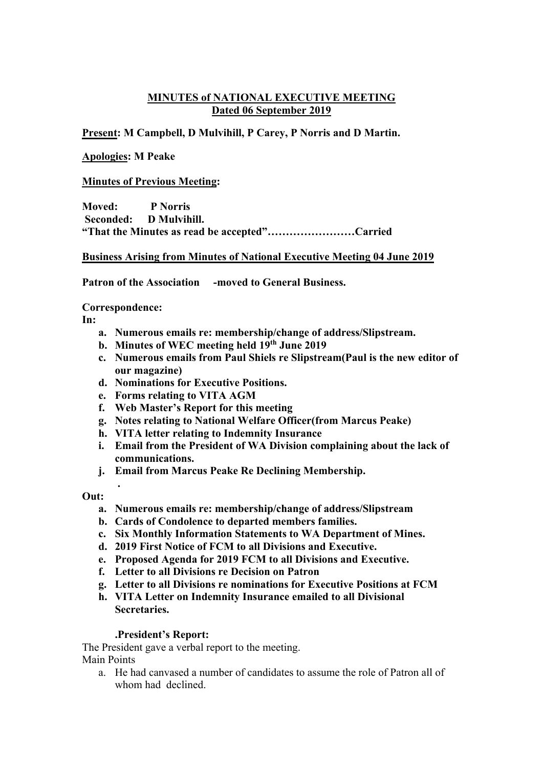# MINUTES of NATIONAL EXECUTIVE MEETING
## Dated 06 September 2019

**Present: M Campbell, D Mulvihill, P Carey, P Norris and D Martin.**

**Apologies: M Peake**

**Minutes of Previous Meeting:**

**Moved: P Norris**
**Seconded: D Mulvihill.**
**"That the Minutes as read be accepted"……………………Carried**

**Business Arising from Minutes of National Executive Meeting 04 June 2019**

**Patron of the Association -moved to General Business.**

**Correspondence:**
**In:**

a. **Numerous emails re: membership/change of address/Slipstream.**
b. **Minutes of WEC meeting held 19th June 2019**
c. **Numerous emails from Paul Shiels re Slipstream(Paul is the new editor of our magazine)**
d. **Nominations for Executive Positions.**
e. **Forms relating to VITA AGM**
f. **Web Master's Report for this meeting**
g. **Notes relating to National Welfare Officer(from Marcus Peake)**
h. **VITA letter relating to Indemnity Insurance**
i. **Email from the President of WA Division complaining about the lack of communications.**
j. **Email from Marcus Peake Re Declining Membership.**

**Out:**

a. **Numerous emails re: membership/change of address/Slipstream**
b. **Cards of Condolence to departed members families.**
c. **Six Monthly Information Statements to WA Department of Mines.**
d. **2019 First Notice of FCM to all Divisions and Executive.**
e. **Proposed Agenda for 2019 FCM to all Divisions and Executive.**
f. **Letter to all Divisions re Decision on Patron**
g. **Letter to all Divisions re nominations for Executive Positions at FCM**
h. **VITA Letter on Indemnity Insurance emailed to all Divisional Secretaries.**

**.President's Report:**

The President gave a verbal report to the meeting.
Main Points

a. He had canvased a number of candidates to assume the role of Patron all of whom had declined.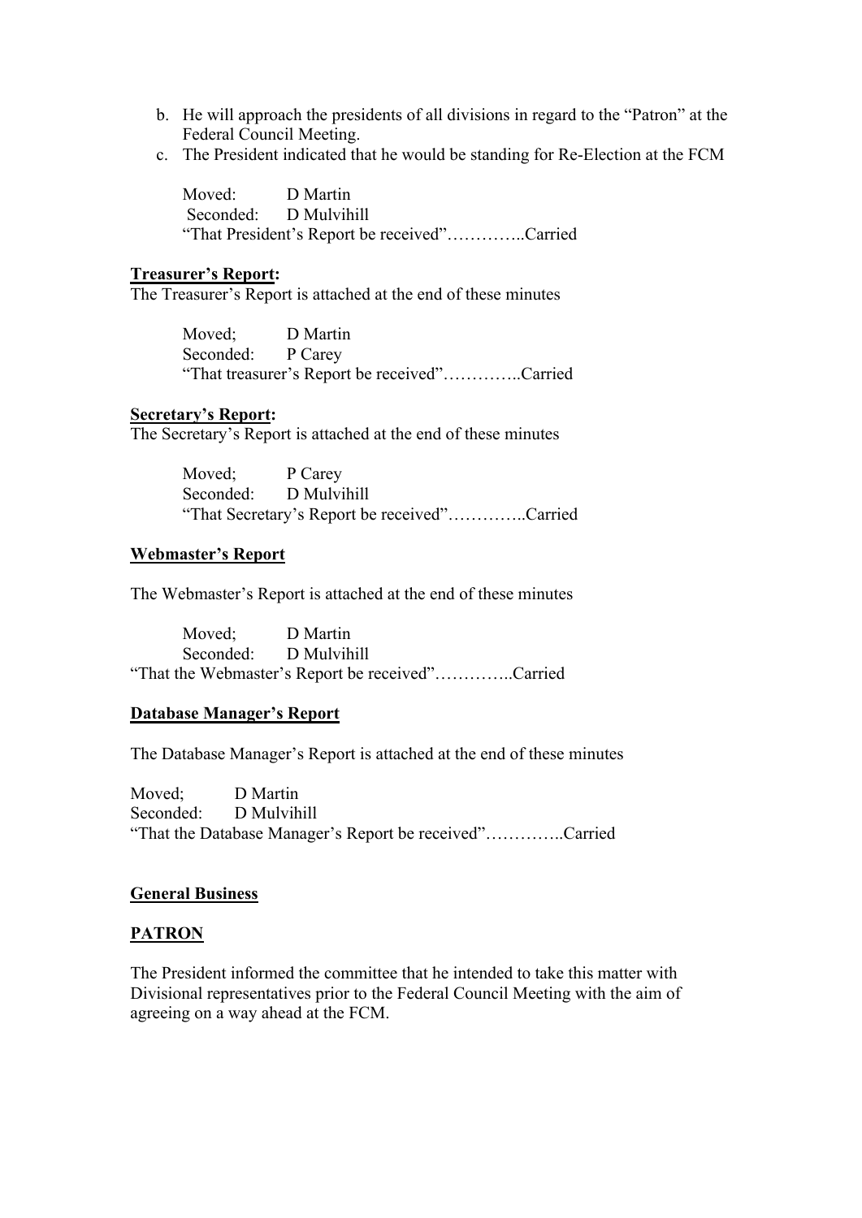b. He will approach the presidents of all divisions in regard to the "Patron" at the Federal Council Meeting.
c. The President indicated that he would be standing for Re-Election at the FCM

Moved: D Martin
Seconded: D Mulvihill
"That President's Report be received"…………..Carried

**Treasurer's Report:**

The Treasurer's Report is attached at the end of these minutes

Moved; D Martin
Seconded: P Carey
"That treasurer's Report be received"…………..Carried

**Secretary's Report:**

The Secretary's Report is attached at the end of these minutes

Moved; P Carey
Seconded: D Mulvihill
"That Secretary's Report be received"…………..Carried

**Webmaster's Report**

The Webmaster's Report is attached at the end of these minutes

Moved; D Martin
Seconded: D Mulvihill
"That the Webmaster's Report be received"…………..Carried

**Database Manager's Report**

The Database Manager's Report is attached at the end of these minutes

Moved; D Martin
Seconded: D Mulvihill
"That the Database Manager's Report be received"…………..Carried

**General Business**

**PATRON**

The President informed the committee that he intended to take this matter with Divisional representatives prior to the Federal Council Meeting with the aim of agreeing on a way ahead at the FCM.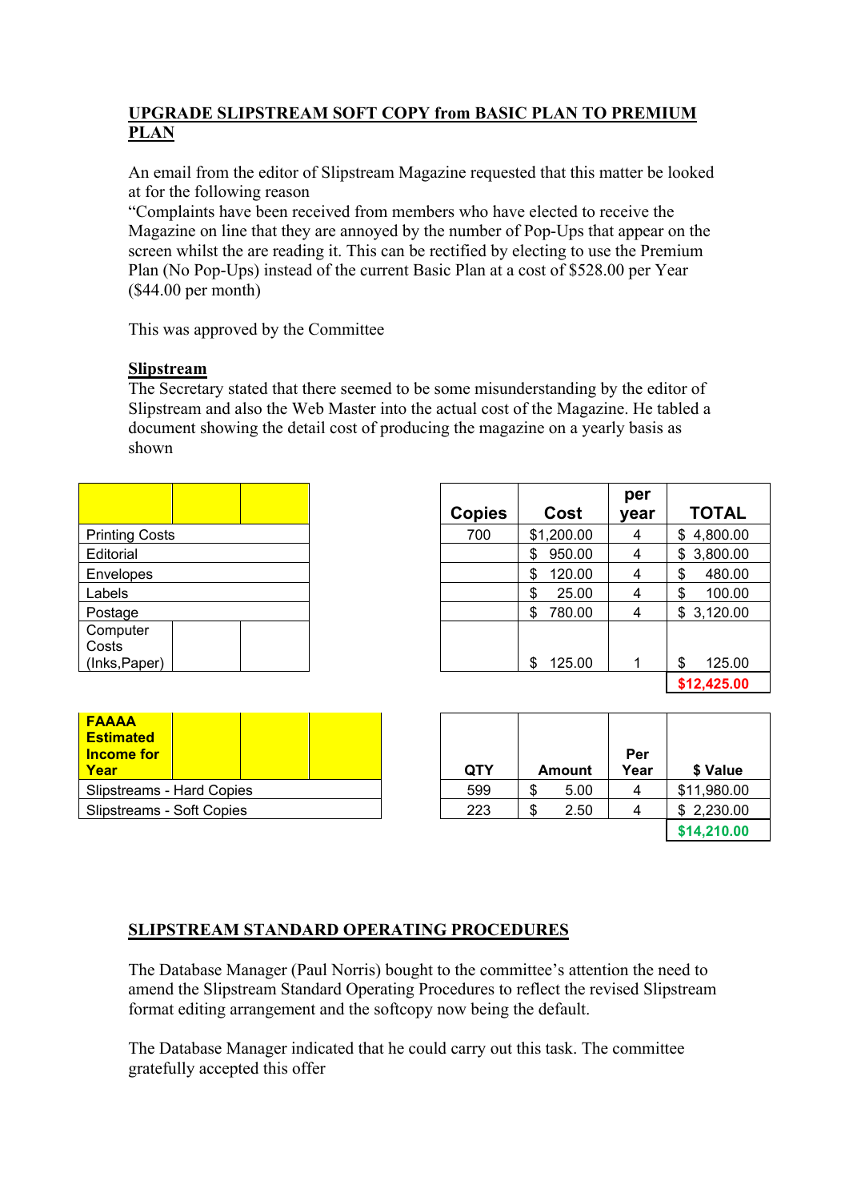## UPGRADE SLIPSTREAM SOFT COPY from BASIC PLAN TO PREMIUM PLAN

An email from the editor of Slipstream Magazine requested that this matter be looked at for the following reason
"Complaints have been received from members who have elected to receive the Magazine on line that they are annoyed by the number of Pop-Ups that appear on the screen whilst the are reading it. This can be rectified by electing to use the Premium Plan (No Pop-Ups) instead of the current Basic Plan at a cost of $528.00 per Year ($44.00 per month)

This was approved by the Committee

## Slipstream

The Secretary stated that there seemed to be some misunderstanding by the editor of Slipstream and also the Web Master into the actual cost of the Magazine. He tabled a document showing the detail cost of producing the magazine on a yearly basis as shown

| | Copies | Cost | per year | TOTAL |
|---|---|---|---|---|
| Printing Costs | 700 | $1,200.00 | 4 | $ 4,800.00 |
| Editorial | | $ 950.00 | 4 | $ 3,800.00 |
| Envelopes | | $ 120.00 | 4 | $ 480.00 |
| Labels | | $ 25.00 | 4 | $ 100.00 |
| Postage | | $ 780.00 | 4 | $ 3,120.00 |
| Computer Costs (Inks,Paper) | | $ 125.00 | 1 | $ 125.00 |
| | | | | **$12,425.00** |

| **FAAAA Estimated Income for Year** | QTY | Amount | Per Year | $ Value |
|---|---|---|---|---|
| Slipstreams - Hard Copies | 599 | $ 5.00 | 4 | $11,980.00 |
| Slipstreams - Soft Copies | 223 | $ 2.50 | 4 | $ 2,230.00 |
| | | | | **$14,210.00** |

## SLIPSTREAM STANDARD OPERATING PROCEDURES

The Database Manager (Paul Norris) bought to the committee's attention the need to amend the Slipstream Standard Operating Procedures to reflect the revised Slipstream format editing arrangement and the softcopy now being the default.

The Database Manager indicated that he could carry out this task. The committee gratefully accepted this offer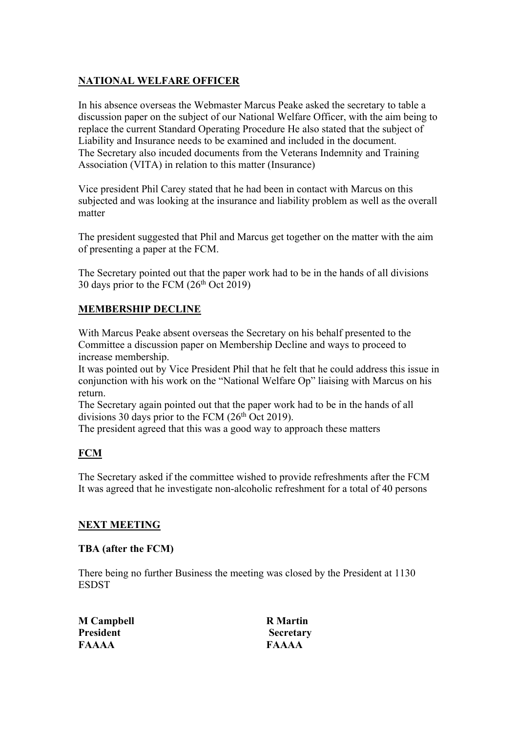**NATIONAL WELFARE OFFICER**

In his absence overseas the Webmaster Marcus Peake asked the secretary to table a discussion paper on the subject of our National Welfare Officer, with the aim being to replace the current Standard Operating Procedure He also stated that the subject of Liability and Insurance needs to be examined and included in the document.
The Secretary also incuded documents from the Veterans Indemnity and Training Association (VITA) in relation to this matter (Insurance)

Vice president Phil Carey stated that he had been in contact with Marcus on this subjected and was looking at the insurance and liability problem as well as the overall matter

The president suggested that Phil and Marcus get together on the matter with the aim of presenting a paper at the FCM.

The Secretary pointed out that the paper work had to be in the hands of all divisions 30 days prior to the FCM (26th Oct 2019)

**MEMBERSHIP DECLINE**

With Marcus Peake absent overseas the Secretary on his behalf presented to the Committee a discussion paper on Membership Decline and ways to proceed to increase membership.
It was pointed out by Vice President Phil that he felt that he could address this issue in conjunction with his work on the "National Welfare Op" liaising with Marcus on his return.
The Secretary again pointed out that the paper work had to be in the hands of all divisions 30 days prior to the FCM (26th Oct 2019).
The president agreed that this was a good way to approach these matters

**FCM**

The Secretary asked if the committee wished to provide refreshments after the FCM
It was agreed that he investigate non-alcoholic refreshment for a total of 40 persons

**NEXT MEETING**

**TBA (after the FCM)**

There being no further Business the meeting was closed by the President at 1130 ESDST

| **M Campbell** | **R Martin** |
|---|---|
| **President** | **Secretary** |
| **FAAAA** | **FAAAA** |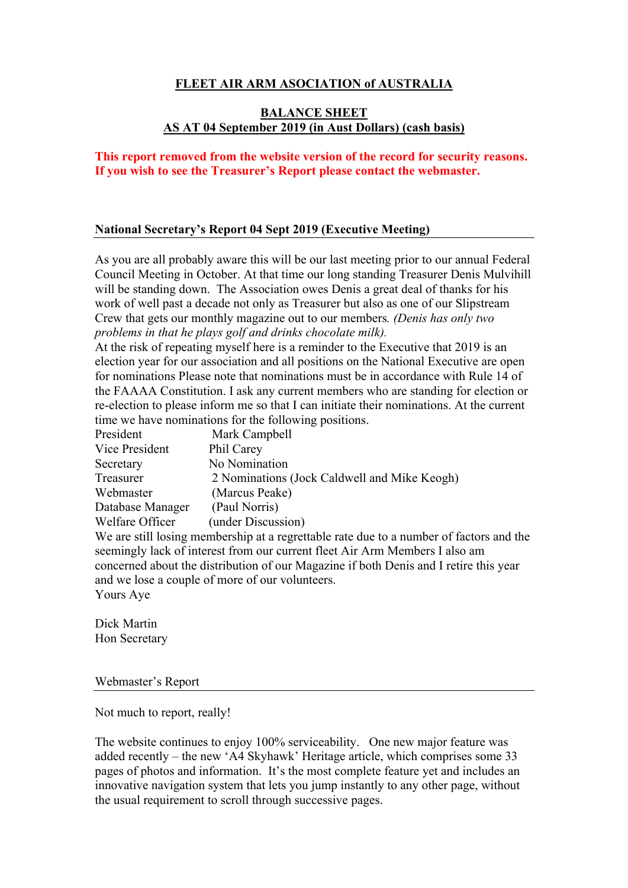**FLEET AIR ARM ASOCIATION of AUSTRALIA**

**BALANCE SHEET**
**AS AT 04 September 2019 (in Aust Dollars) (cash basis)**

**This report removed from the website version of the record for security reasons. If you wish to see the Treasurer's Report please contact the webmaster.**

**National Secretary's Report 04 Sept 2019 (Executive Meeting)**

As you are all probably aware this will be our last meeting prior to our annual Federal Council Meeting in October. At that time our long standing Treasurer Denis Mulvihill will be standing down. The Association owes Denis a great deal of thanks for his work of well past a decade not only as Treasurer but also as one of our Slipstream Crew that gets our monthly magazine out to our members. *(Denis has only two problems in that he plays golf and drinks chocolate milk).*

At the risk of repeating myself here is a reminder to the Executive that 2019 is an election year for our association and all positions on the National Executive are open for nominations Please note that nominations must be in accordance with Rule 14 of the FAAAA Constitution. I ask any current members who are standing for election or re-election to please inform me so that I can initiate their nominations. At the current time we have nominations for the following positions.

| | |
|---|---|
| President | Mark Campbell |
| Vice President | Phil Carey |
| Secretary | No Nomination |
| Treasurer | 2 Nominations (Jock Caldwell and Mike Keogh) |
| Webmaster | (Marcus Peake) |
| Database Manager | (Paul Norris) |
| Welfare Officer | (under Discussion) |

We are still losing membership at a regrettable rate due to a number of factors and the seemingly lack of interest from our current fleet Air Arm Members I also am concerned about the distribution of our Magazine if both Denis and I retire this year and we lose a couple of more of our volunteers.

Yours Aye

Dick Martin
Hon Secretary

Webmaster's Report

Not much to report, really!

The website continues to enjoy 100% serviceability. One new major feature was added recently – the new 'A4 Skyhawk' Heritage article, which comprises some 33 pages of photos and information. It's the most complete feature yet and includes an innovative navigation system that lets you jump instantly to any other page, without the usual requirement to scroll through successive pages.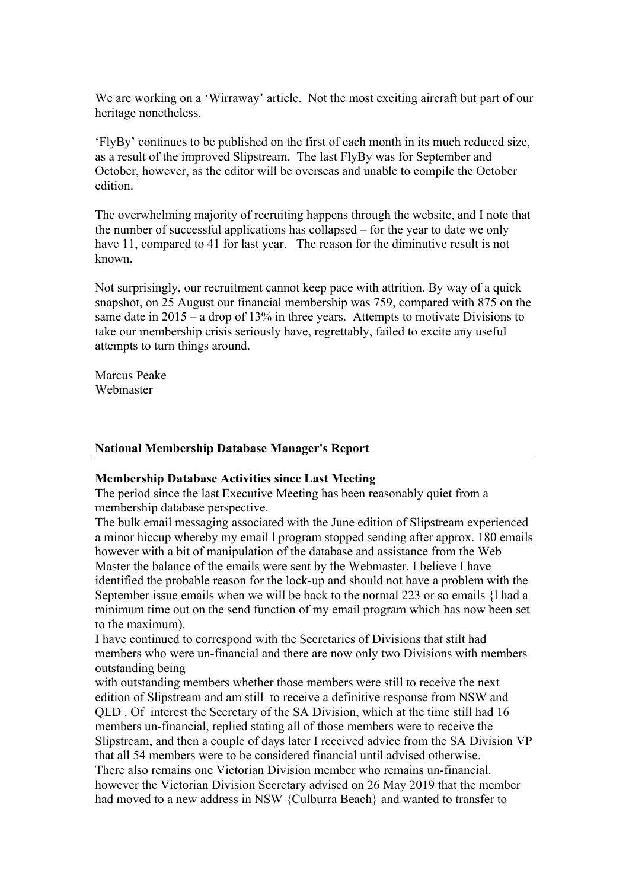We are working on a 'Wirraway' article. Not the most exciting aircraft but part of our heritage nonetheless.

'FlyBy' continues to be published on the first of each month in its much reduced size, as a result of the improved Slipstream. The last FlyBy was for September and October, however, as the editor will be overseas and unable to compile the October edition.

The overwhelming majority of recruiting happens through the website, and I note that the number of successful applications has collapsed – for the year to date we only have 11, compared to 41 for last year. The reason for the diminutive result is not known.

Not surprisingly, our recruitment cannot keep pace with attrition. By way of a quick snapshot, on 25 August our financial membership was 759, compared with 875 on the same date in 2015 – a drop of 13% in three years. Attempts to motivate Divisions to take our membership crisis seriously have, regrettably, failed to excite any useful attempts to turn things around.

Marcus Peake
Webmaster

## National Membership Database Manager's Report

**Membership Database Activities since Last Meeting**

The period since the last Executive Meeting has been reasonably quiet from a membership database perspective.

The bulk email messaging associated with the June edition of Slipstream experienced a minor hiccup whereby my email l program stopped sending after approx. 180 emails however with a bit of manipulation of the database and assistance from the Web Master the balance of the emails were sent by the Webmaster. I believe I have identified the probable reason for the lock-up and should not have a problem with the September issue emails when we will be back to the normal 223 or so emails {I had a minimum time out on the send function of my email program which has now been set to the maximum).

I have continued to correspond with the Secretaries of Divisions that stilt had members who were un-financial and there are now only two Divisions with members outstanding being

with outstanding members whether those members were still to receive the next edition of Slipstream and am still to receive a definitive response from NSW and QLD . Of interest the Secretary of the SA Division, which at the time still had 16 members un-financial, replied stating all of those members were to receive the Slipstream, and then a couple of days later I received advice from the SA Division VP that all 54 members were to be considered financial until advised otherwise.

There also remains one Victorian Division member who remains un-financial. however the Victorian Division Secretary advised on 26 May 2019 that the member had moved to a new address in NSW {Culburra Beach} and wanted to transfer to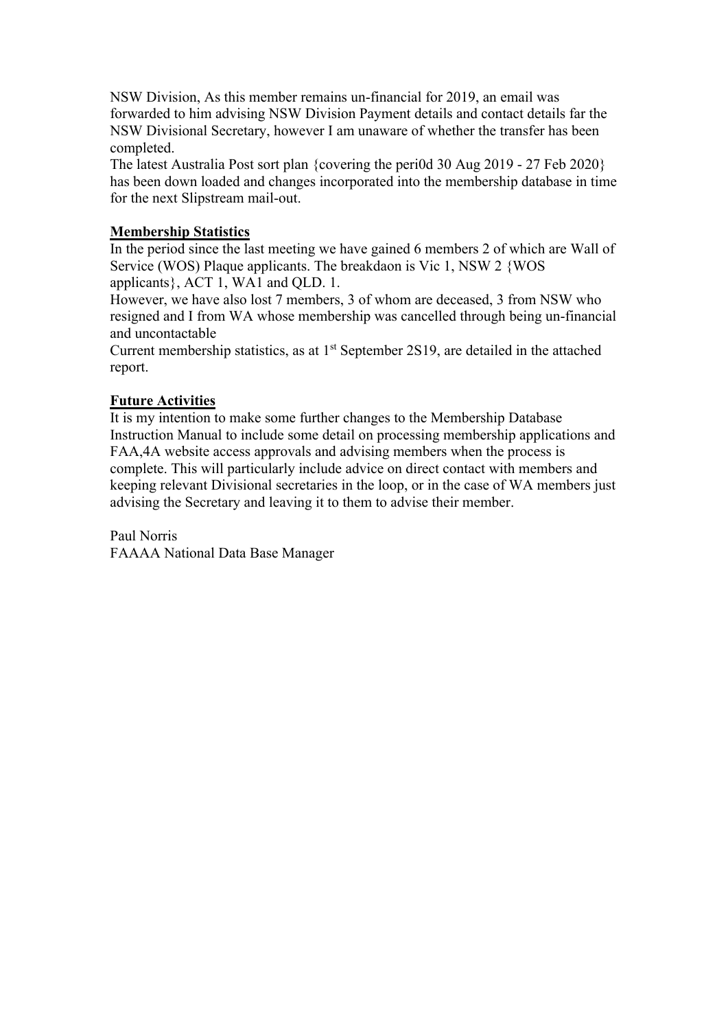NSW Division, As this member remains un-financial for 2019, an email was forwarded to him advising NSW Division Payment details and contact details far the NSW Divisional Secretary, however I am unaware of whether the transfer has been completed.
The latest Australia Post sort plan {covering the peri0d 30 Aug 2019 - 27 Feb 2020} has been down loaded and changes incorporated into the membership database in time for the next Slipstream mail-out.

**Membership Statistics**

In the period since the last meeting we have gained 6 members 2 of which are Wall of Service (WOS) Plaque applicants. The breakdaon is Vic 1, NSW 2 {WOS applicants}, ACT 1, WA1 and QLD. 1.
However, we have also lost 7 members, 3 of whom are deceased, 3 from NSW who resigned and I from WA whose membership was cancelled through being un-financial and uncontactable
Current membership statistics, as at 1st September 2S19, are detailed in the attached report.

**Future Activities**

It is my intention to make some further changes to the Membership Database Instruction Manual to include some detail on processing membership applications and FAA,4A website access approvals and advising members when the process is complete. This will particularly include advice on direct contact with members and keeping relevant Divisional secretaries in the loop, or in the case of WA members just advising the Secretary and leaving it to them to advise their member.

Paul Norris
FAAAA National Data Base Manager